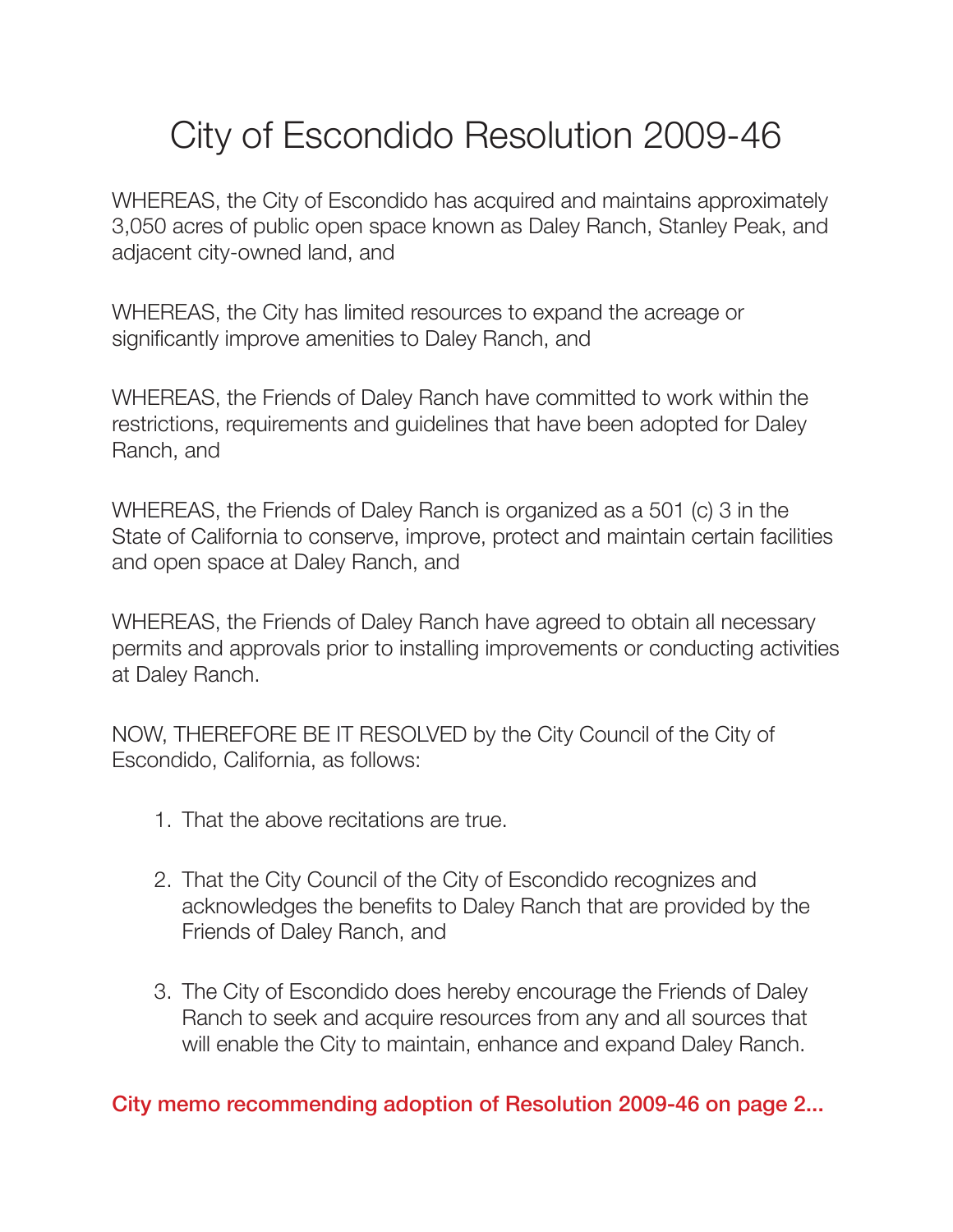# City of Escondido Resolution 2009-46

WHEREAS, the City of Escondido has acquired and maintains approximately 3,050 acres of public open space known as Daley Ranch, Stanley Peak, and adjacent city-owned land, and

WHEREAS, the City has limited resources to expand the acreage or significantly improve amenities to Daley Ranch, and

WHEREAS, the Friends of Daley Ranch have committed to work within the restrictions, requirements and guidelines that have been adopted for Daley Ranch, and

WHEREAS, the Friends of Daley Ranch is organized as a 501 (c) 3 in the State of California to conserve, improve, protect and maintain certain facilities and open space at Daley Ranch, and

WHEREAS, the Friends of Daley Ranch have agreed to obtain all necessary permits and approvals prior to installing improvements or conducting activities at Daley Ranch.

NOW, THEREFORE BE IT RESOLVED by the City Council of the City of Escondido, California, as follows:

1. That the above recitations are true.
2. That the City Council of the City of Escondido recognizes and acknowledges the benefits to Daley Ranch that are provided by the Friends of Daley Ranch, and
3. The City of Escondido does hereby encourage the Friends of Daley Ranch to seek and acquire resources from any and all sources that will enable the City to maintain, enhance and expand Daley Ranch.

**City memo recommending adoption of Resolution 2009-46 on page 2...**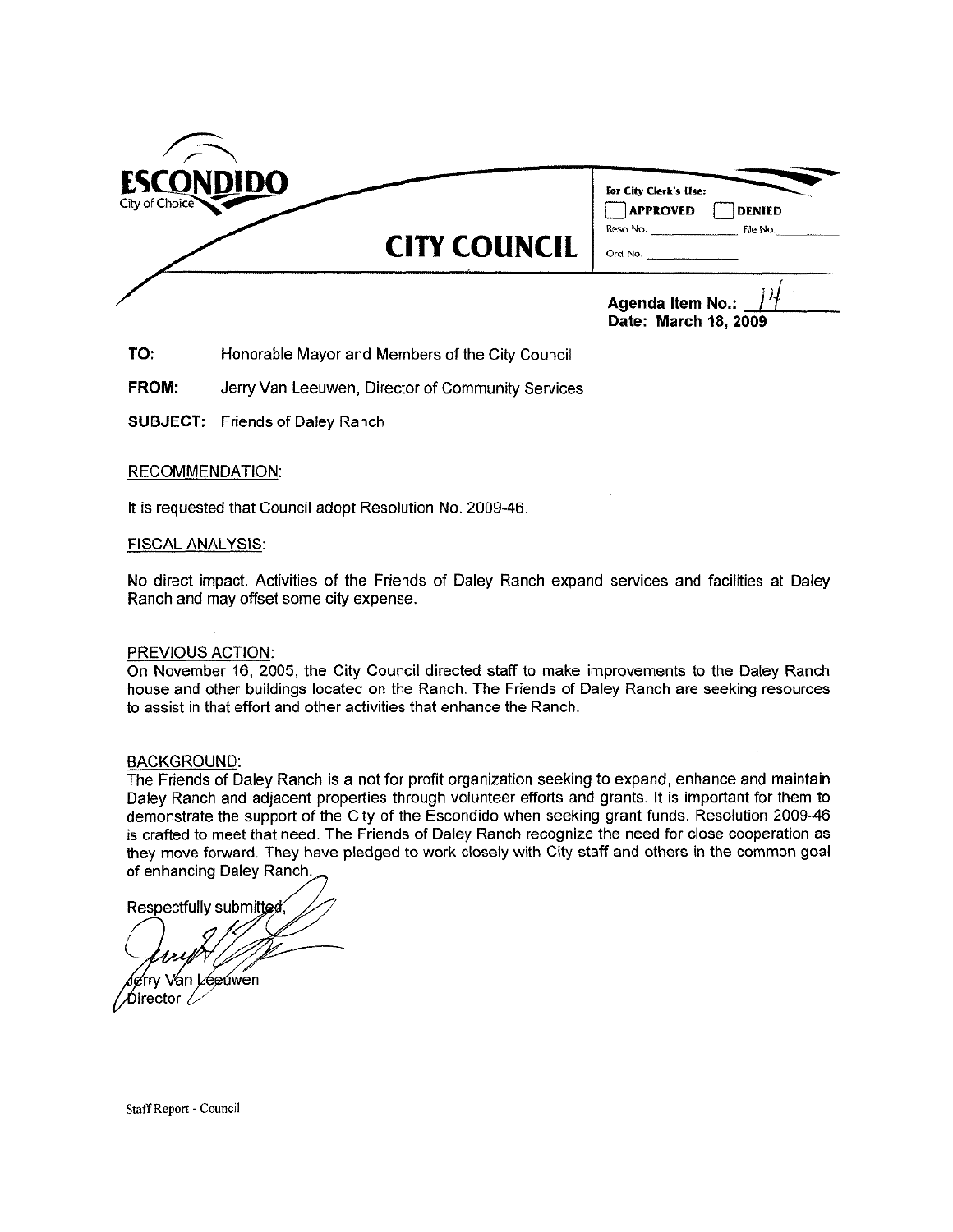**ESCONDIDO**
City of Choice

# CITY COUNCIL

For City Clerk's Use:
APPROVED DENIED
Reso No. \_\_\_\_\_\_\_\_ File No. \_\_\_\_\_\_\_\_
Ord No. \_\_\_\_\_\_\_\_

**Agenda Item No.:** 14
**Date: March 18, 2009**

**TO:** Honorable Mayor and Members of the City Council

**FROM:** Jerry Van Leeuwen, Director of Community Services

**SUBJECT:** Friends of Daley Ranch

## RECOMMENDATION:

It is requested that Council adopt Resolution No. 2009-46.

## FISCAL ANALYSIS:

No direct impact. Activities of the Friends of Daley Ranch expand services and facilities at Daley Ranch and may offset some city expense.

## PREVIOUS ACTION:

On November 16, 2005, the City Council directed staff to make improvements to the Daley Ranch house and other buildings located on the Ranch. The Friends of Daley Ranch are seeking resources to assist in that effort and other activities that enhance the Ranch.

## BACKGROUND:

The Friends of Daley Ranch is a not for profit organization seeking to expand, enhance and maintain Daley Ranch and adjacent properties through volunteer efforts and grants. It is important for them to demonstrate the support of the City of the Escondido when seeking grant funds. Resolution 2009-46 is crafted to meet that need. The Friends of Daley Ranch recognize the need for close cooperation as they move forward. They have pledged to work closely with City staff and others in the common goal of enhancing Daley Ranch.

Respectfully submitted,

Jerry Van Leeuwen
Director

Staff Report - Council